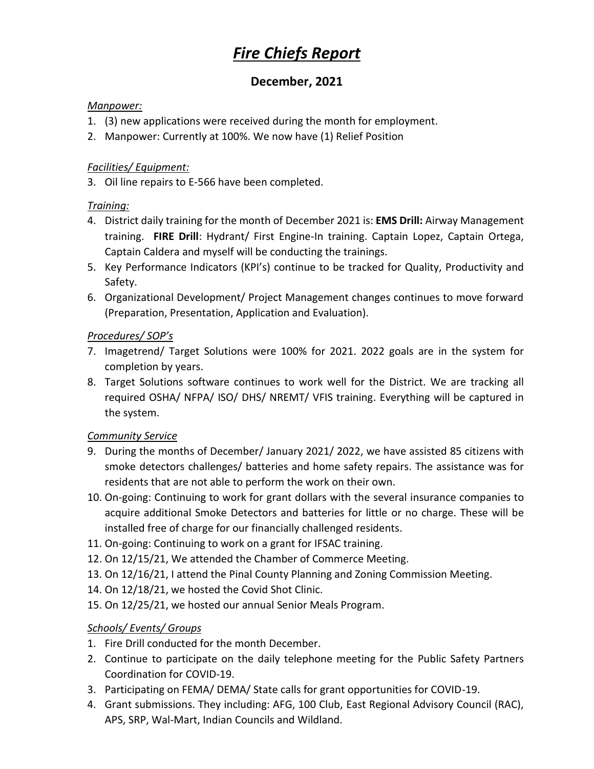# *Fire Chiefs Report*

## December, 2021

*Manpower:*

1. (3) new applications were received during the month for employment.
2. Manpower: Currently at 100%. We now have (1) Relief Position

*Facilities/ Equipment:*

3. Oil line repairs to E-566 have been completed.

*Training:*

4. District daily training for the month of December 2021 is: **EMS Drill:** Airway Management training. **FIRE Drill**: Hydrant/ First Engine-In training. Captain Lopez, Captain Ortega, Captain Caldera and myself will be conducting the trainings.
5. Key Performance Indicators (KPI's) continue to be tracked for Quality, Productivity and Safety.
6. Organizational Development/ Project Management changes continues to move forward (Preparation, Presentation, Application and Evaluation).

*Procedures/ SOP's*

7. Imagetrend/ Target Solutions were 100% for 2021. 2022 goals are in the system for completion by years.
8. Target Solutions software continues to work well for the District. We are tracking all required OSHA/ NFPA/ ISO/ DHS/ NREMT/ VFIS training. Everything will be captured in the system.

*Community Service*

9. During the months of December/ January 2021/ 2022, we have assisted 85 citizens with smoke detectors challenges/ batteries and home safety repairs. The assistance was for residents that are not able to perform the work on their own.
10. On-going: Continuing to work for grant dollars with the several insurance companies to acquire additional Smoke Detectors and batteries for little or no charge. These will be installed free of charge for our financially challenged residents.
11. On-going: Continuing to work on a grant for IFSAC training.
12. On 12/15/21, We attended the Chamber of Commerce Meeting.
13. On 12/16/21, I attend the Pinal County Planning and Zoning Commission Meeting.
14. On 12/18/21, we hosted the Covid Shot Clinic.
15. On 12/25/21, we hosted our annual Senior Meals Program.

*Schools/ Events/ Groups*

1. Fire Drill conducted for the month December.
2. Continue to participate on the daily telephone meeting for the Public Safety Partners Coordination for COVID-19.
3. Participating on FEMA/ DEMA/ State calls for grant opportunities for COVID-19.
4. Grant submissions. They including: AFG, 100 Club, East Regional Advisory Council (RAC), APS, SRP, Wal-Mart, Indian Councils and Wildland.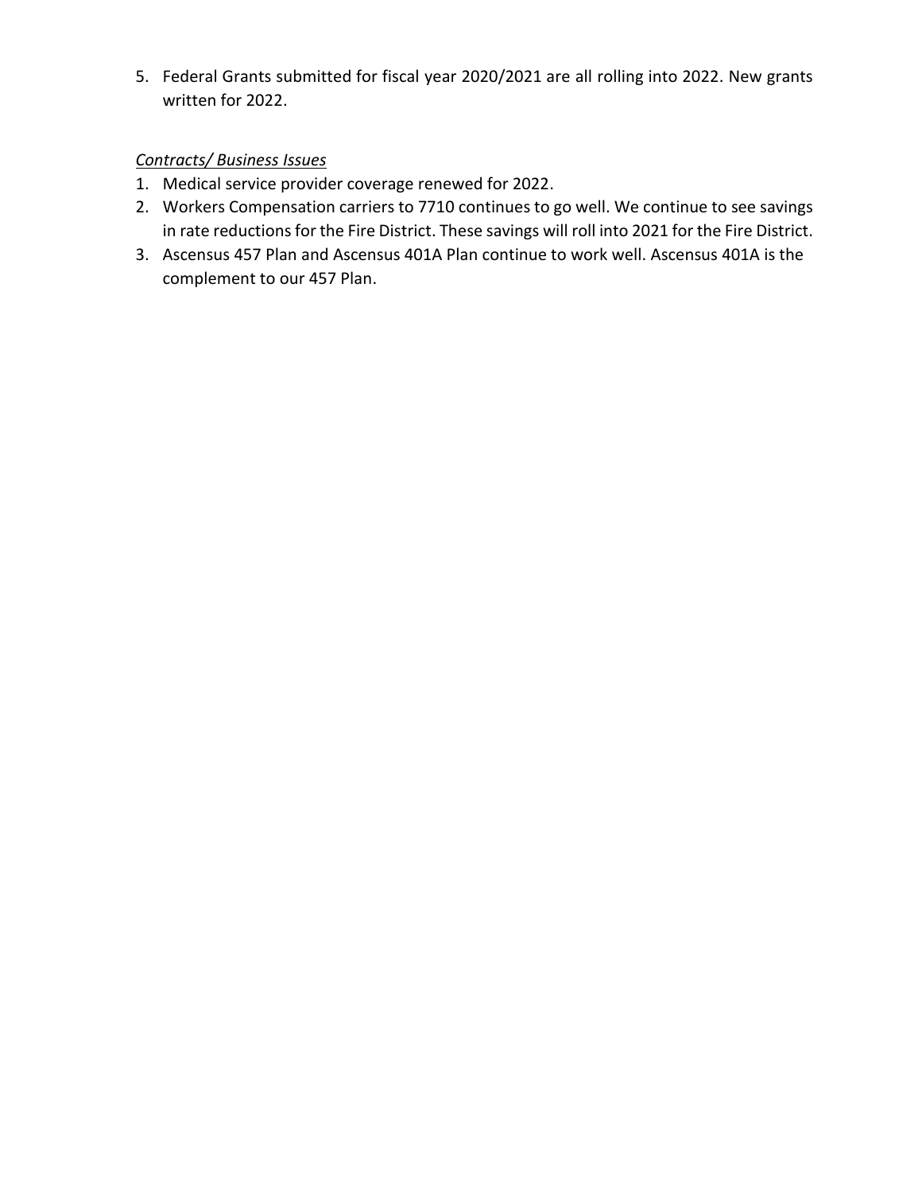5. Federal Grants submitted for fiscal year 2020/2021 are all rolling into 2022. New grants written for 2022.

*Contracts/ Business Issues*

1. Medical service provider coverage renewed for 2022.
2. Workers Compensation carriers to 7710 continues to go well. We continue to see savings in rate reductions for the Fire District. These savings will roll into 2021 for the Fire District.
3. Ascensus 457 Plan and Ascensus 401A Plan continue to work well. Ascensus 401A is the complement to our 457 Plan.